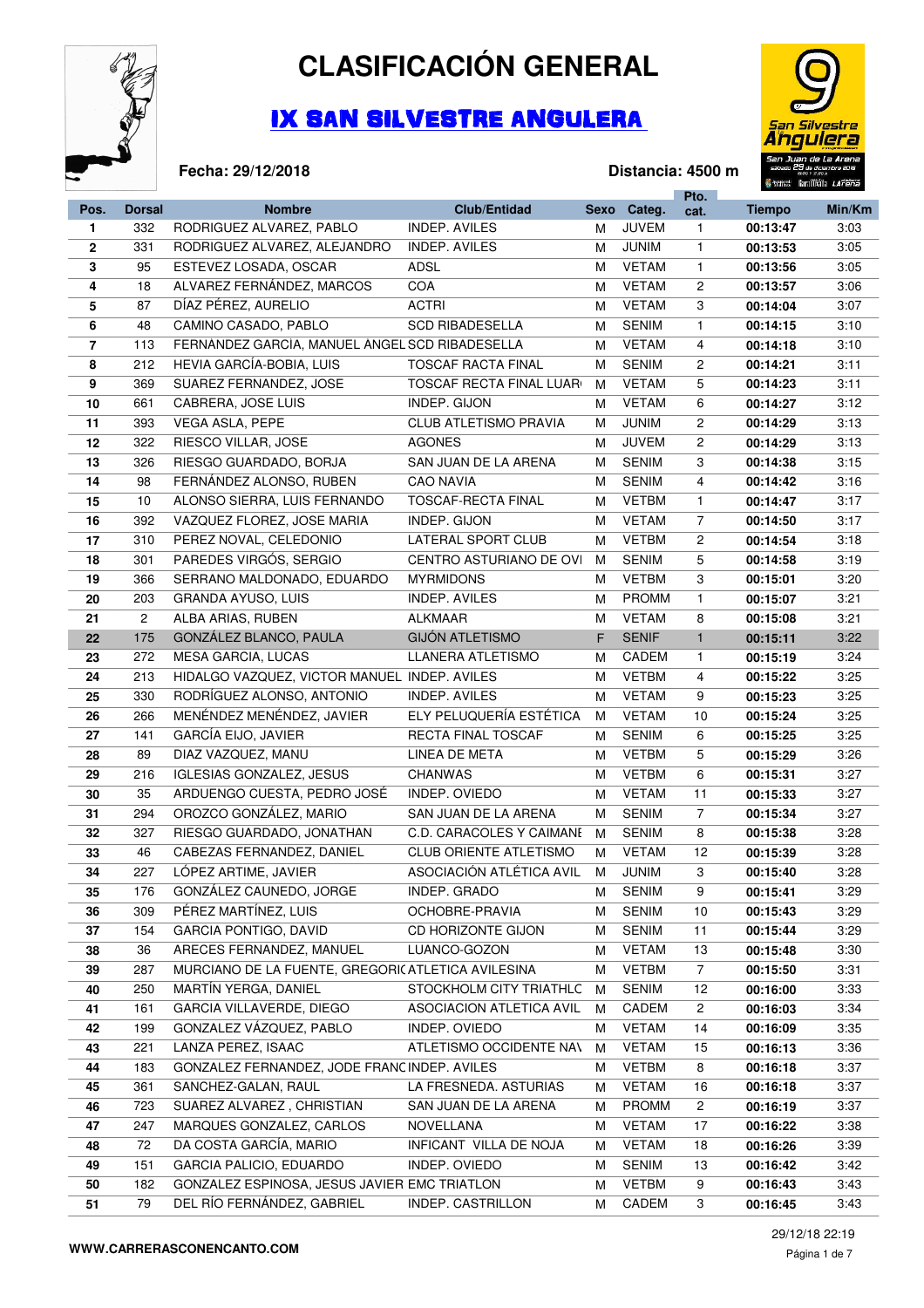# CLASIFICACIÓN GENERAL

## IX SAN SILVESTRE ANGULERA

**Fecha: 29/12/2018** **Distancia: 4500 m**

| Pos. | Dorsal | Nombre | Club/Entidad | Sexo | Categ. | Pto. cat. | Tiempo | Min/Km |
|---|---|---|---|---|---|---|---|---|
| 1 | 332 | RODRIGUEZ ALVAREZ, PABLO | INDEP. AVILES | M | JUVEM | 1 | 00:13:47 | 3:03 |
| 2 | 331 | RODRIGUEZ ALVAREZ, ALEJANDRO | INDEP. AVILES | M | JUNIM | 1 | 00:13:53 | 3:05 |
| 3 | 95 | ESTEVEZ LOSADA, OSCAR | ADSL | M | VETAM | 1 | 00:13:56 | 3:05 |
| 4 | 18 | ALVAREZ FERNÁNDEZ, MARCOS | COA | M | VETAM | 2 | 00:13:57 | 3:06 |
| 5 | 87 | DÍAZ PÉREZ, AURELIO | ACTRI | M | VETAM | 3 | 00:14:04 | 3:07 |
| 6 | 48 | CAMINO CASADO, PABLO | SCD RIBADESELLA | M | SENIM | 1 | 00:14:15 | 3:10 |
| 7 | 113 | FERNÁNDEZ GARCIA, MANUEL ÁNGEL | SCD RIBADESELLA | M | VETAM | 4 | 00:14:18 | 3:10 |
| 8 | 212 | HEVIA GARCÍA-BOBIA, LUIS | TOSCAF RACTA FINAL | M | SENIM | 2 | 00:14:21 | 3:11 |
| 9 | 369 | SUAREZ FERNANDEZ, JOSE | TOSCAF RECTA FINAL LUAR | M | VETAM | 5 | 00:14:23 | 3:11 |
| 10 | 661 | CABRERA, JOSE LUIS | INDEP. GIJON | M | VETAM | 6 | 00:14:27 | 3:12 |
| 11 | 393 | VEGA ASLA, PEPE | CLUB ATLETISMO PRAVIA | M | JUNIM | 2 | 00:14:29 | 3:13 |
| 12 | 322 | RIESCO VILLAR, JOSE | AGONES | M | JUVEM | 2 | 00:14:29 | 3:13 |
| 13 | 326 | RIESGO GUARDADO, BORJA | SAN JUAN DE LA ARENA | M | SENIM | 3 | 00:14:38 | 3:15 |
| 14 | 98 | FERNÁNDEZ ALONSO, RUBEN | CAO NAVIA | M | SENIM | 4 | 00:14:42 | 3:16 |
| 15 | 10 | ALONSO SIERRA, LUIS FERNANDO | TOSCAF-RECTA FINAL | M | VETBM | 1 | 00:14:47 | 3:17 |
| 16 | 392 | VAZQUEZ FLOREZ, JOSE MARIA | INDEP. GIJON | M | VETAM | 7 | 00:14:50 | 3:17 |
| 17 | 310 | PEREZ NOVAL, CELEDONIO | LATERAL SPORT CLUB | M | VETBM | 2 | 00:14:54 | 3:18 |
| 18 | 301 | PAREDES VIRGÓS, SERGIO | CENTRO ASTURIANO DE OVI | M | SENIM | 5 | 00:14:58 | 3:19 |
| 19 | 366 | SERRANO MALDONADO, EDUARDO | MYRMIDONS | M | VETBM | 3 | 00:15:01 | 3:20 |
| 20 | 203 | GRANDA AYUSO, LUIS | INDEP. AVILES | M | PROMM | 1 | 00:15:07 | 3:21 |
| 21 | 2 | ALBA ARIAS, RUBEN | ALKMAAR | M | VETAM | 8 | 00:15:08 | 3:21 |
| 22 | 175 | GONZÁLEZ BLANCO, PAULA | GIJÓN ATLETISMO | F | SENIF | 1 | 00:15:11 | 3:22 |
| 23 | 272 | MESA GARCIA, LUCAS | LLANERA ATLETISMO | M | CADEM | 1 | 00:15:19 | 3:24 |
| 24 | 213 | HIDALGO VAZQUEZ, VICTOR MANUEL | INDEP. AVILES | M | VETBM | 4 | 00:15:22 | 3:25 |
| 25 | 330 | RODRÍGUEZ ALONSO, ANTONIO | INDEP. AVILES | M | VETAM | 9 | 00:15:23 | 3:25 |
| 26 | 266 | MENÉNDEZ MENÉNDEZ, JAVIER | ELY PELUQUERÍA ESTÉTICA | M | VETAM | 10 | 00:15:24 | 3:25 |
| 27 | 141 | GARCÍA EIJO, JAVIER | RECTA FINAL TOSCAF | M | SENIM | 6 | 00:15:25 | 3:25 |
| 28 | 89 | DIAZ VAZQUEZ, MANU | LINEA DE META | M | VETBM | 5 | 00:15:29 | 3:26 |
| 29 | 216 | IGLESIAS GONZALEZ, JESUS | CHANWAS | M | VETBM | 6 | 00:15:31 | 3:27 |
| 30 | 35 | ARDUENGO CUESTA, PEDRO JOSÉ | INDEP. OVIEDO | M | VETAM | 11 | 00:15:33 | 3:27 |
| 31 | 294 | OROZCO GONZÁLEZ, MARIO | SAN JUAN DE LA ARENA | M | SENIM | 7 | 00:15:34 | 3:27 |
| 32 | 327 | RIESGO GUARDADO, JONATHAN | C.D. CARACOLES Y CAIMANE | M | SENIM | 8 | 00:15:38 | 3:28 |
| 33 | 46 | CABEZAS FERNANDEZ, DANIEL | CLUB ORIENTE ATLETISMO | M | VETAM | 12 | 00:15:39 | 3:28 |
| 34 | 227 | LÓPEZ ARTIME, JAVIER | ASOCIACIÓN ATLÉTICA AVIL | M | JUNIM | 3 | 00:15:40 | 3:28 |
| 35 | 176 | GONZÁLEZ CAUNEDO, JORGE | INDEP. GRADO | M | SENIM | 9 | 00:15:41 | 3:29 |
| 36 | 309 | PÉREZ MARTÍNEZ, LUIS | OCHOBRE-PRAVIA | M | SENIM | 10 | 00:15:43 | 3:29 |
| 37 | 154 | GARCIA PONTIGO, DAVID | CD HORIZONTE GIJON | M | SENIM | 11 | 00:15:44 | 3:29 |
| 38 | 36 | ARECES FERNANDEZ, MANUEL | LUANCO-GOZON | M | VETAM | 13 | 00:15:48 | 3:30 |
| 39 | 287 | MURCIANO DE LA FUENTE, GREGORIO | ATLETICA AVILESINA | M | VETBM | 7 | 00:15:50 | 3:31 |
| 40 | 250 | MARTÍN YERGA, DANIEL | STOCKHOLM CITY TRIATHLO | M | SENIM | 12 | 00:16:00 | 3:33 |
| 41 | 161 | GARCIA VILLAVERDE, DIEGO | ASOCIACION ATLETICA AVIL | M | CADEM | 2 | 00:16:03 | 3:34 |
| 42 | 199 | GONZALEZ VÁZQUEZ, PABLO | INDEP. OVIEDO | M | VETAM | 14 | 00:16:09 | 3:35 |
| 43 | 221 | LANZA PEREZ, ISAAC | ATLETISMO OCCIDENTE NAV | M | VETAM | 15 | 00:16:13 | 3:36 |
| 44 | 183 | GONZALEZ FERNANDEZ, JODE FRANC | INDEP. AVILES | M | VETBM | 8 | 00:16:18 | 3:37 |
| 45 | 361 | SANCHEZ-GALAN, RAUL | LA FRESNEDA. ASTURIAS | M | VETAM | 16 | 00:16:18 | 3:37 |
| 46 | 723 | SUAREZ ALVAREZ , CHRISTIAN | SAN JUAN DE LA ARENA | M | PROMM | 2 | 00:16:19 | 3:37 |
| 47 | 247 | MARQUES GONZALEZ, CARLOS | NOVELLANA | M | VETAM | 17 | 00:16:22 | 3:38 |
| 48 | 72 | DA COSTA GARCÍA, MARIO | INFICANT VILLA DE NOJA | M | VETAM | 18 | 00:16:26 | 3:39 |
| 49 | 151 | GARCIA PALICIO, EDUARDO | INDEP. OVIEDO | M | SENIM | 13 | 00:16:42 | 3:42 |
| 50 | 182 | GONZALEZ ESPINOSA, JESUS JAVIER | EMC TRIATLON | M | VETBM | 9 | 00:16:43 | 3:43 |
| 51 | 79 | DEL RÍO FERNÁNDEZ, GABRIEL | INDEP. CASTRILLON | M | CADEM | 3 | 00:16:45 | 3:43 |

WWW.CARRERASCONENCANTO.COM

29/12/18 22:19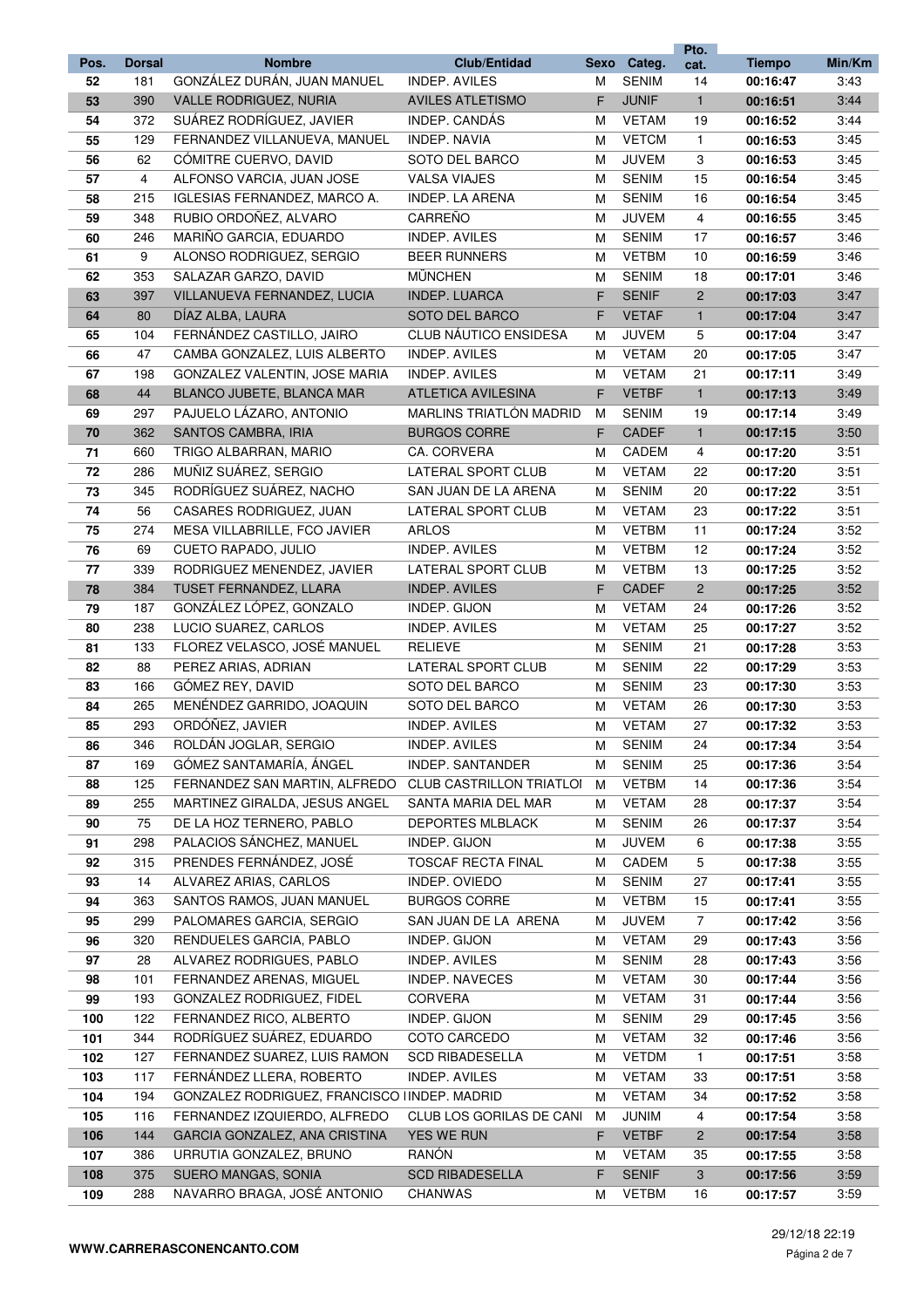| Pos. | Dorsal | Nombre | Club/Entidad | Sexo | Categ. | Pto. cat. | Tiempo | Min/Km |
|---|---|---|---|---|---|---|---|---|
| 52 | 181 | GONZÁLEZ DURÁN, JUAN MANUEL | INDEP. AVILES | M | SENIM | 14 | 00:16:47 | 3:43 |
| 53 | 390 | VALLE RODRIGUEZ, NURIA | AVILES ATLETISMO | F | JUNIF | 1 | 00:16:51 | 3:44 |
| 54 | 372 | SUÁREZ RODRÍGUEZ, JAVIER | INDEP. CANDÁS | M | VETAM | 19 | 00:16:52 | 3:44 |
| 55 | 129 | FERNANDEZ VILLANUEVA, MANUEL | INDEP. NAVIA | M | VETCM | 1 | 00:16:53 | 3:45 |
| 56 | 62 | CÓMITRE CUERVO, DAVID | SOTO DEL BARCO | M | JUVEM | 3 | 00:16:53 | 3:45 |
| 57 | 4 | ALFONSO VARCIA, JUAN JOSE | VALSA VIAJES | M | SENIM | 15 | 00:16:54 | 3:45 |
| 58 | 215 | IGLESIAS FERNANDEZ, MARCO A. | INDEP. LA ARENA | M | SENIM | 16 | 00:16:54 | 3:45 |
| 59 | 348 | RUBIO ORDOÑEZ, ALVARO | CARREÑO | M | JUVEM | 4 | 00:16:55 | 3:45 |
| 60 | 246 | MARIÑO GARCIA, EDUARDO | INDEP. AVILES | M | SENIM | 17 | 00:16:57 | 3:46 |
| 61 | 9 | ALONSO RODRIGUEZ, SERGIO | BEER RUNNERS | M | VETBM | 10 | 00:16:59 | 3:46 |
| 62 | 353 | SALAZAR GARZO, DAVID | MÜNCHEN | M | SENIM | 18 | 00:17:01 | 3:46 |
| 63 | 397 | VILLANUEVA FERNANDEZ, LUCIA | INDEP. LUARCA | F | SENIF | 2 | 00:17:03 | 3:47 |
| 64 | 80 | DÍAZ ALBA, LAURA | SOTO DEL BARCO | F | VETAF | 1 | 00:17:04 | 3:47 |
| 65 | 104 | FERNÁNDEZ CASTILLO, JAIRO | CLUB NÁUTICO ENSIDESA | M | JUVEM | 5 | 00:17:04 | 3:47 |
| 66 | 47 | CAMBA GONZALEZ, LUIS ALBERTO | INDEP. AVILES | M | VETAM | 20 | 00:17:05 | 3:47 |
| 67 | 198 | GONZALEZ VALENTIN, JOSE MARIA | INDEP. AVILES | M | VETAM | 21 | 00:17:11 | 3:49 |
| 68 | 44 | BLANCO JUBETE, BLANCA MAR | ATLETICA AVILESINA | F | VETBF | 1 | 00:17:13 | 3:49 |
| 69 | 297 | PAJUELO LÁZARO, ANTONIO | MARLINS TRIATLÓN MADRID | M | SENIM | 19 | 00:17:14 | 3:49 |
| 70 | 362 | SANTOS CAMBRA, IRIA | BURGOS CORRE | F | CADEF | 1 | 00:17:15 | 3:50 |
| 71 | 660 | TRIGO ALBARRAN, MARIO | CA. CORVERA | M | CADEM | 4 | 00:17:20 | 3:51 |
| 72 | 286 | MUÑIZ SUÁREZ, SERGIO | LATERAL SPORT CLUB | M | VETAM | 22 | 00:17:20 | 3:51 |
| 73 | 345 | RODRÍGUEZ SUÁREZ, NACHO | SAN JUAN DE LA ARENA | M | SENIM | 20 | 00:17:22 | 3:51 |
| 74 | 56 | CASARES RODRIGUEZ, JUAN | LATERAL SPORT CLUB | M | VETAM | 23 | 00:17:22 | 3:51 |
| 75 | 274 | MESA VILLABRILLE, FCO JAVIER | ARLOS | M | VETBM | 11 | 00:17:24 | 3:52 |
| 76 | 69 | CUETO RAPADO, JULIO | INDEP. AVILES | M | VETBM | 12 | 00:17:24 | 3:52 |
| 77 | 339 | RODRIGUEZ MENENDEZ, JAVIER | LATERAL SPORT CLUB | M | VETBM | 13 | 00:17:25 | 3:52 |
| 78 | 384 | TUSET FERNANDEZ, LLARA | INDEP. AVILES | F | CADEF | 2 | 00:17:25 | 3:52 |
| 79 | 187 | GONZÁLEZ LÓPEZ, GONZALO | INDEP. GIJON | M | VETAM | 24 | 00:17:26 | 3:52 |
| 80 | 238 | LUCIO SUAREZ, CARLOS | INDEP. AVILES | M | VETAM | 25 | 00:17:27 | 3:52 |
| 81 | 133 | FLOREZ VELASCO, JOSÉ MANUEL | RELIEVE | M | SENIM | 21 | 00:17:28 | 3:53 |
| 82 | 88 | PEREZ ARIAS, ADRIAN | LATERAL SPORT CLUB | M | SENIM | 22 | 00:17:29 | 3:53 |
| 83 | 166 | GÓMEZ REY, DAVID | SOTO DEL BARCO | M | SENIM | 23 | 00:17:30 | 3:53 |
| 84 | 265 | MENÉNDEZ GARRIDO, JOAQUIN | SOTO DEL BARCO | M | VETAM | 26 | 00:17:30 | 3:53 |
| 85 | 293 | ORDÓÑEZ, JAVIER | INDEP. AVILES | M | VETAM | 27 | 00:17:32 | 3:53 |
| 86 | 346 | ROLDÁN JOGLAR, SERGIO | INDEP. AVILES | M | SENIM | 24 | 00:17:34 | 3:54 |
| 87 | 169 | GÓMEZ SANTAMARÍA, ÁNGEL | INDEP. SANTANDER | M | SENIM | 25 | 00:17:36 | 3:54 |
| 88 | 125 | FERNANDEZ SAN MARTIN, ALFREDO | CLUB CASTRILLON TRIATLOI | M | VETBM | 14 | 00:17:36 | 3:54 |
| 89 | 255 | MARTINEZ GIRALDA, JESUS ANGEL | SANTA MARIA DEL MAR | M | VETAM | 28 | 00:17:37 | 3:54 |
| 90 | 75 | DE LA HOZ TERNERO, PABLO | DEPORTES MLBLACK | M | SENIM | 26 | 00:17:37 | 3:54 |
| 91 | 298 | PALACIOS SÁNCHEZ, MANUEL | INDEP. GIJON | M | JUVEM | 6 | 00:17:38 | 3:55 |
| 92 | 315 | PRENDES FERNÁNDEZ, JOSÉ | TOSCAF RECTA FINAL | M | CADEM | 5 | 00:17:38 | 3:55 |
| 93 | 14 | ALVAREZ ARIAS, CARLOS | INDEP. OVIEDO | M | SENIM | 27 | 00:17:41 | 3:55 |
| 94 | 363 | SANTOS RAMOS, JUAN MANUEL | BURGOS CORRE | M | VETBM | 15 | 00:17:41 | 3:55 |
| 95 | 299 | PALOMARES GARCIA, SERGIO | SAN JUAN DE LA ARENA | M | JUVEM | 7 | 00:17:42 | 3:56 |
| 96 | 320 | RENDUELES GARCIA, PABLO | INDEP. GIJON | M | VETAM | 29 | 00:17:43 | 3:56 |
| 97 | 28 | ALVAREZ RODRIGUES, PABLO | INDEP. AVILES | M | SENIM | 28 | 00:17:43 | 3:56 |
| 98 | 101 | FERNANDEZ ARENAS, MIGUEL | INDEP. NAVECES | M | VETAM | 30 | 00:17:44 | 3:56 |
| 99 | 193 | GONZALEZ RODRIGUEZ, FIDEL | CORVERA | M | VETAM | 31 | 00:17:44 | 3:56 |
| 100 | 122 | FERNANDEZ RICO, ALBERTO | INDEP. GIJON | M | SENIM | 29 | 00:17:45 | 3:56 |
| 101 | 344 | RODRÍGUEZ SUÁREZ, EDUARDO | COTO CARCEDO | M | VETAM | 32 | 00:17:46 | 3:56 |
| 102 | 127 | FERNANDEZ SUAREZ, LUIS RAMON | SCD RIBADESELLA | M | VETDM | 1 | 00:17:51 | 3:58 |
| 103 | 117 | FERNÁNDEZ LLERA, ROBERTO | INDEP. AVILES | M | VETAM | 33 | 00:17:51 | 3:58 |
| 104 | 194 | GONZALEZ RODRIGUEZ, FRANCISCO I | INDEP. MADRID | M | VETAM | 34 | 00:17:52 | 3:58 |
| 105 | 116 | FERNANDEZ IZQUIERDO, ALFREDO | CLUB LOS GORILAS DE CANI | M | JUNIM | 4 | 00:17:54 | 3:58 |
| 106 | 144 | GARCIA GONZALEZ, ANA CRISTINA | YES WE RUN | F | VETBF | 2 | 00:17:54 | 3:58 |
| 107 | 386 | URRUTIA GONZALEZ, BRUNO | RANÓN | M | VETAM | 35 | 00:17:55 | 3:58 |
| 108 | 375 | SUERO MANGAS, SONIA | SCD RIBADESELLA | F | SENIF | 3 | 00:17:56 | 3:59 |
| 109 | 288 | NAVARRO BRAGA, JOSÉ ANTONIO | CHANWAS | M | VETBM | 16 | 00:17:57 | 3:59 |

WWW.CARRERASCONENCANTO.COM

29/12/18 22:19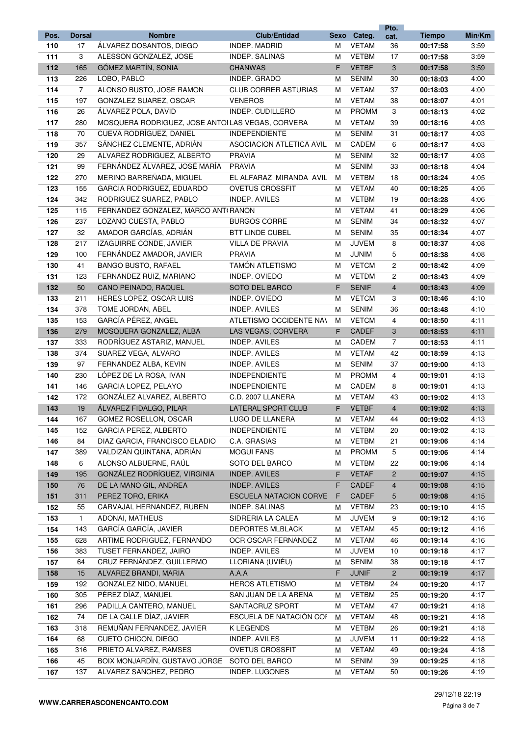| Pos. | Dorsal | Nombre | Club/Entidad | Sexo | Categ. | Pto. cat. | Tiempo | Min/Km |
|---|---|---|---|---|---|---|---|---|
| 110 | 17 | ÁLVAREZ DOSANTOS, DIEGO | INDEP. MADRID | M | VETAM | 36 | 00:17:58 | 3:59 |
| 111 | 3 | ALESSON GONZALEZ, JOSE | INDEP. SALINAS | M | VETBM | 17 | 00:17:58 | 3:59 |
| 112 | 165 | GÓMEZ MARTÍN, SONIA | CHANWAS | F | VETBF | 3 | 00:17:58 | 3:59 |
| 113 | 226 | LOBO, PABLO | INDEP. GRADO | M | SENIM | 30 | 00:18:03 | 4:00 |
| 114 | 7 | ALONSO BUSTO, JOSE RAMON | CLUB CORRER ASTURIAS | M | VETAM | 37 | 00:18:03 | 4:00 |
| 115 | 197 | GONZALEZ SUAREZ, OSCAR | VENEROS | M | VETAM | 38 | 00:18:07 | 4:01 |
| 116 | 26 | ÁLVAREZ POLA, DAVID | INDEP. CUDILLERO | M | PROMM | 3 | 00:18:13 | 4:02 |
| 117 | 280 | MOSQUERA RODRIGUEZ, JOSE ANTO | LAS VEGAS, CORVERA | M | VETAM | 39 | 00:18:16 | 4:03 |
| 118 | 70 | CUEVA RODRÍGUEZ, DANIEL | INDEPENDIENTE | M | SENIM | 31 | 00:18:17 | 4:03 |
| 119 | 357 | SÁNCHEZ CLEMENTE, ADRIÁN | ASOCIACION ATLETICA AVIL | M | CADEM | 6 | 00:18:17 | 4:03 |
| 120 | 29 | ALVAREZ RODRIGUEZ, ALBERTO | PRAVIA | M | SENIM | 32 | 00:18:17 | 4:03 |
| 121 | 99 | FERNÁNDEZ ÁLVAREZ, JOSÉ MARÍA | PRAVIA | M | SENIM | 33 | 00:18:18 | 4:04 |
| 122 | 270 | MERINO BARREÑADA, MIGUEL | EL ALFARAZ MIRANDA AVIL | M | VETBM | 18 | 00:18:24 | 4:05 |
| 123 | 155 | GARCIA RODRIGUEZ, EDUARDO | OVETUS CROSSFIT | M | VETAM | 40 | 00:18:25 | 4:05 |
| 124 | 342 | RODRIGUEZ SUAREZ, PABLO | INDEP. AVILES | M | VETBM | 19 | 00:18:28 | 4:06 |
| 125 | 115 | FERNANDEZ GONZALEZ, MARCO ANT | RANON | M | VETAM | 41 | 00:18:29 | 4:06 |
| 126 | 237 | LOZANO CUESTA, PABLO | BURGOS CORRE | M | SENIM | 34 | 00:18:32 | 4:07 |
| 127 | 32 | AMADOR GARCÍAS, ADRIÁN | BTT LINDE CUBEL | M | SENIM | 35 | 00:18:34 | 4:07 |
| 128 | 217 | IZAGUIRRE CONDE, JAVIER | VILLA DE PRAVIA | M | JUVEM | 8 | 00:18:37 | 4:08 |
| 129 | 100 | FERNÁNDEZ AMADOR, JAVIER | PRAVIA | M | JUNIM | 5 | 00:18:38 | 4:08 |
| 130 | 41 | BANGO BUSTO, RAFAEL | TAMÓN ATLETISMO | M | VETCM | 2 | 00:18:42 | 4:09 |
| 131 | 123 | FERNANDEZ RUIZ, MARIANO | INDEP. OVIEDO | M | VETDM | 2 | 00:18:43 | 4:09 |
| 132 | 50 | CANO PEINADO, RAQUEL | SOTO DEL BARCO | F | SENIF | 4 | 00:18:43 | 4:09 |
| 133 | 211 | HERES LOPEZ, OSCAR LUIS | INDEP. OVIEDO | M | VETCM | 3 | 00:18:46 | 4:10 |
| 134 | 378 | TOME JORDAN, ABEL | INDEP. AVILES | M | SENIM | 36 | 00:18:48 | 4:10 |
| 135 | 153 | GARCÍA PÉREZ, ANGEL | ATLETISMO OCCIDENTE NAV | M | VETCM | 4 | 00:18:50 | 4:11 |
| 136 | 279 | MOSQUERA GONZALEZ, ALBA | LAS VEGAS, CORVERA | F | CADEF | 3 | 00:18:53 | 4:11 |
| 137 | 333 | RODRÍGUEZ ASTARIZ, MANUEL | INDEP. AVILES | M | CADEM | 7 | 00:18:53 | 4:11 |
| 138 | 374 | SUAREZ VEGA, ALVARO | INDEP. AVILES | M | VETAM | 42 | 00:18:59 | 4:13 |
| 139 | 97 | FERNANDEZ ALBA, KEVIN | INDEP. AVILES | M | SENIM | 37 | 00:19:00 | 4:13 |
| 140 | 230 | LÓPEZ DE LA ROSA, IVAN | INDEPENDIENTE | M | PROMM | 4 | 00:19:01 | 4:13 |
| 141 | 146 | GARCIA LOPEZ, PELAYO | INDEPENDIENTE | M | CADEM | 8 | 00:19:01 | 4:13 |
| 142 | 172 | GONZÁLEZ ALVAREZ, ALBERTO | C.D. 2007 LLANERA | M | VETAM | 43 | 00:19:02 | 4:13 |
| 143 | 19 | ÁLVAREZ FIDALGO, PILAR | LATERAL SPORT CLUB | F | VETBF | 4 | 00:19:02 | 4:13 |
| 144 | 167 | GOMEZ ROSELLON, OSCAR | LUGO DE LLANERA | M | VETAM | 44 | 00:19:02 | 4:13 |
| 145 | 152 | GARCIA PEREZ, ALBERTO | INDEPENDIENTE | M | VETBM | 20 | 00:19:02 | 4:13 |
| 146 | 84 | DIAZ GARCIA, FRANCISCO ELADIO | C.A. GRASIAS | M | VETBM | 21 | 00:19:06 | 4:14 |
| 147 | 389 | VALDIZÁN QUINTANA, ADRIÁN | MOGUI FANS | M | PROMM | 5 | 00:19:06 | 4:14 |
| 148 | 6 | ALONSO ALBUERNE, RAÚL | SOTO DEL BARCO | M | VETBM | 22 | 00:19:06 | 4:14 |
| 149 | 195 | GONZÁLEZ RODRÍGUEZ, VIRGINIA | INDEP. AVILES | F | VETAF | 2 | 00:19:07 | 4:15 |
| 150 | 76 | DE LA MANO GIL, ANDREA | INDEP. AVILES | F | CADEF | 4 | 00:19:08 | 4:15 |
| 151 | 311 | PEREZ TORO, ERIKA | ESCUELA NATACION CORVE | F | CADEF | 5 | 00:19:08 | 4:15 |
| 152 | 55 | CARVAJAL HERNANDEZ, RUBEN | INDEP. SALINAS | M | VETBM | 23 | 00:19:10 | 4:15 |
| 153 | 1 | ADONAI, MATHEUS | SIDRERIA LA CALEA | M | JUVEM | 9 | 00:19:12 | 4:16 |
| 154 | 143 | GARCÍA GARCÍA, JAVIER | DEPORTES MLBLACK | M | VETAM | 45 | 00:19:12 | 4:16 |
| 155 | 628 | ARTIME RODRIGUEZ, FERNANDO | OCR OSCAR FERNANDEZ | M | VETAM | 46 | 00:19:14 | 4:16 |
| 156 | 383 | TUSET FERNANDEZ, JAIRO | INDEP. AVILES | M | JUVEM | 10 | 00:19:18 | 4:17 |
| 157 | 64 | CRUZ FERNÁNDEZ, GUILLERMO | LLORIANA (UVIÉU) | M | SENIM | 38 | 00:19:18 | 4:17 |
| 158 | 15 | ALVAREZ BRANDI, MARIA | A.A.A | F | JUNIF | 2 | 00:19:19 | 4:17 |
| 159 | 192 | GONZALEZ NIDO, MANUEL | HEROS ATLETISMO | M | VETBM | 24 | 00:19:20 | 4:17 |
| 160 | 305 | PÉREZ DÍAZ, MANUEL | SAN JUAN DE LA ARENA | M | VETBM | 25 | 00:19:20 | 4:17 |
| 161 | 296 | PADILLA CANTERO, MANUEL | SANTACRUZ SPORT | M | VETAM | 47 | 00:19:21 | 4:18 |
| 162 | 74 | DE LA CALLE DÍAZ, JAVIER | ESCUELA DE NATACIÓN COF | M | VETAM | 48 | 00:19:21 | 4:18 |
| 163 | 318 | REMUÑAN FERNANDEZ, JAVIER | K LEGENDS | M | VETBM | 26 | 00:19:21 | 4:18 |
| 164 | 68 | CUETO CHICON, DIEGO | INDEP. AVILES | M | JUVEM | 11 | 00:19:22 | 4:18 |
| 165 | 316 | PRIETO ALVAREZ, RAMSES | OVETUS CROSSFIT | M | VETAM | 49 | 00:19:24 | 4:18 |
| 166 | 45 | BOIX MONJARDÍN, GUSTAVO JORGE | SOTO DEL BARCO | M | SENIM | 39 | 00:19:25 | 4:18 |
| 167 | 137 | ALVAREZ SANCHEZ, PEDRO | INDEP. LUGONES | M | VETAM | 50 | 00:19:26 | 4:19 |

WWW.CARRERASCONENCANTO.COM

29/12/18 22:19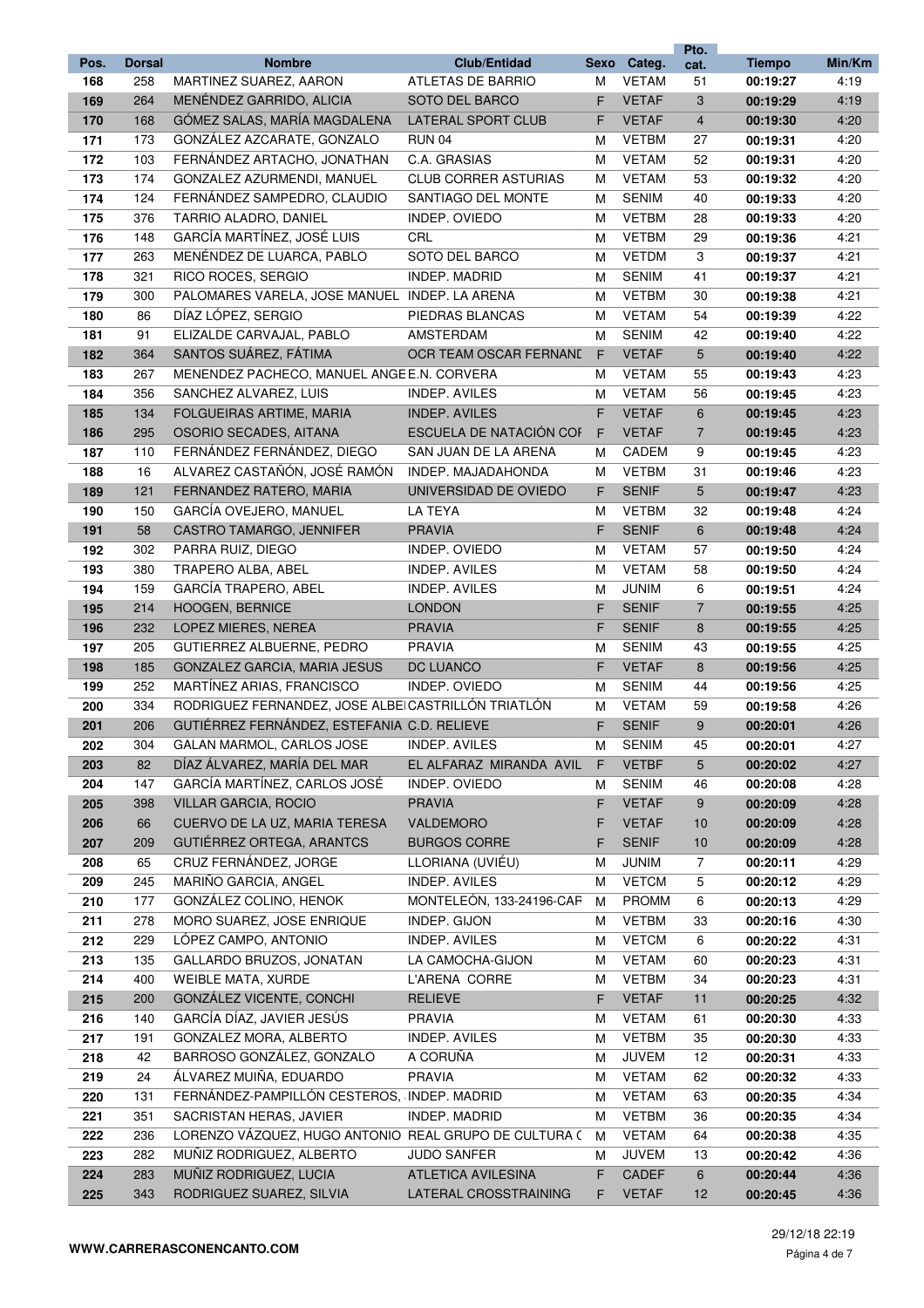| Pos. | Dorsal | Nombre | Club/Entidad | Sexo | Categ. | Pto. cat. | Tiempo | Min/Km |
|---|---|---|---|---|---|---|---|---|
| 168 | 258 | MARTINEZ SUAREZ, AARON | ATLETAS DE BARRIO | M | VETAM | 51 | 00:19:27 | 4:19 |
| 169 | 264 | MENÉNDEZ GARRIDO, ALICIA | SOTO DEL BARCO | F | VETAF | 3 | 00:19:29 | 4:19 |
| 170 | 168 | GÓMEZ SALAS, MARÍA MAGDALENA | LATERAL SPORT CLUB | F | VETAF | 4 | 00:19:30 | 4:20 |
| 171 | 173 | GONZÁLEZ AZCARATE, GONZALO | RUN 04 | M | VETBM | 27 | 00:19:31 | 4:20 |
| 172 | 103 | FERNÁNDEZ ARTACHO, JONATHAN | C.A. GRASIAS | M | VETAM | 52 | 00:19:31 | 4:20 |
| 173 | 174 | GONZALEZ AZURMENDI, MANUEL | CLUB CORRER ASTURIAS | M | VETAM | 53 | 00:19:32 | 4:20 |
| 174 | 124 | FERNÁNDEZ SAMPEDRO, CLAUDIO | SANTIAGO DEL MONTE | M | SENIM | 40 | 00:19:33 | 4:20 |
| 175 | 376 | TARRIO ALADRO, DANIEL | INDEP. OVIEDO | M | VETBM | 28 | 00:19:33 | 4:20 |
| 176 | 148 | GARCÍA MARTÍNEZ, JOSÉ LUIS | CRL | M | VETBM | 29 | 00:19:36 | 4:21 |
| 177 | 263 | MENÉNDEZ DE LUARCA, PABLO | SOTO DEL BARCO | M | VETDM | 3 | 00:19:37 | 4:21 |
| 178 | 321 | RICO ROCES, SERGIO | INDEP. MADRID | M | SENIM | 41 | 00:19:37 | 4:21 |
| 179 | 300 | PALOMARES VARELA, JOSE MANUEL | INDEP. LA ARENA | M | VETBM | 30 | 00:19:38 | 4:21 |
| 180 | 86 | DÍAZ LÓPEZ, SERGIO | PIEDRAS BLANCAS | M | VETAM | 54 | 00:19:39 | 4:22 |
| 181 | 91 | ELIZALDE CARVAJAL, PABLO | AMSTERDAM | M | SENIM | 42 | 00:19:40 | 4:22 |
| 182 | 364 | SANTOS SUÁREZ, FÁTIMA | OCR TEAM OSCAR FERNANI | F | VETAF | 5 | 00:19:40 | 4:22 |
| 183 | 267 | MENENDEZ PACHECO, MANUEL ANGE | E.N. CORVERA | M | VETAM | 55 | 00:19:43 | 4:23 |
| 184 | 356 | SANCHEZ ALVAREZ, LUIS | INDEP. AVILES | M | VETAM | 56 | 00:19:45 | 4:23 |
| 185 | 134 | FOLGUEIRAS ARTIME, MARIA | INDEP. AVILES | F | VETAF | 6 | 00:19:45 | 4:23 |
| 186 | 295 | OSORIO SECADES, AITANA | ESCUELA DE NATACIÓN COI | F | VETAF | 7 | 00:19:45 | 4:23 |
| 187 | 110 | FERNÁNDEZ FERNÁNDEZ, DIEGO | SAN JUAN DE LA ARENA | M | CADEM | 9 | 00:19:45 | 4:23 |
| 188 | 16 | ALVAREZ CASTAÑÓN, JOSÉ RAMÓN | INDEP. MAJADAHONDA | M | VETBM | 31 | 00:19:46 | 4:23 |
| 189 | 121 | FERNANDEZ RATERO, MARIA | UNIVERSIDAD DE OVIEDO | F | SENIF | 5 | 00:19:47 | 4:23 |
| 190 | 150 | GARCÍA OVEJERO, MANUEL | LA TEYA | M | VETBM | 32 | 00:19:48 | 4:24 |
| 191 | 58 | CASTRO TAMARGO, JENNIFER | PRAVIA | F | SENIF | 6 | 00:19:48 | 4:24 |
| 192 | 302 | PARRA RUIZ, DIEGO | INDEP. OVIEDO | M | VETAM | 57 | 00:19:50 | 4:24 |
| 193 | 380 | TRAPERO ALBA, ABEL | INDEP. AVILES | M | VETAM | 58 | 00:19:50 | 4:24 |
| 194 | 159 | GARCÍA TRAPERO, ABEL | INDEP. AVILES | M | JUNIM | 6 | 00:19:51 | 4:24 |
| 195 | 214 | HOOGEN, BERNICE | LONDON | F | SENIF | 7 | 00:19:55 | 4:25 |
| 196 | 232 | LOPEZ MIERES, NEREA | PRAVIA | F | SENIF | 8 | 00:19:55 | 4:25 |
| 197 | 205 | GUTIERREZ ALBUERNE, PEDRO | PRAVIA | M | SENIM | 43 | 00:19:55 | 4:25 |
| 198 | 185 | GONZALEZ GARCIA, MARIA JESUS | DC LUANCO | F | VETAF | 8 | 00:19:56 | 4:25 |
| 199 | 252 | MARTÍNEZ ARIAS, FRANCISCO | INDEP. OVIEDO | M | SENIM | 44 | 00:19:56 | 4:25 |
| 200 | 334 | RODRIGUEZ FERNANDEZ, JOSE ALBE | CASTRILLÓN TRIATLÓN | M | VETAM | 59 | 00:19:58 | 4:26 |
| 201 | 206 | GUTIÉRREZ FERNÁNDEZ, ESTEFANIA | C.D. RELIEVE | F | SENIF | 9 | 00:20:01 | 4:26 |
| 202 | 304 | GALAN MARMOL, CARLOS JOSE | INDEP. AVILES | M | SENIM | 45 | 00:20:01 | 4:27 |
| 203 | 82 | DÍAZ ÁLVAREZ, MARÍA DEL MAR | EL ALFARAZ MIRANDA AVIL | F | VETBF | 5 | 00:20:02 | 4:27 |
| 204 | 147 | GARCÍA MARTÍNEZ, CARLOS JOSÉ | INDEP. OVIEDO | M | SENIM | 46 | 00:20:08 | 4:28 |
| 205 | 398 | VILLAR GARCIA, ROCIO | PRAVIA | F | VETAF | 9 | 00:20:09 | 4:28 |
| 206 | 66 | CUERVO DE LA UZ, MARIA TERESA | VALDEMORO | F | VETAF | 10 | 00:20:09 | 4:28 |
| 207 | 209 | GUTIÉRREZ ORTEGA, ARANTCS | BURGOS CORRE | F | SENIF | 10 | 00:20:09 | 4:28 |
| 208 | 65 | CRUZ FERNÁNDEZ, JORGE | LLORIANA (UVIÉU) | M | JUNIM | 7 | 00:20:11 | 4:29 |
| 209 | 245 | MARIÑO GARCIA, ANGEL | INDEP. AVILES | M | VETCM | 5 | 00:20:12 | 4:29 |
| 210 | 177 | GONZÁLEZ COLINO, HENOK | MONTELEÓN, 133-24196-CAF | M | PROMM | 6 | 00:20:13 | 4:29 |
| 211 | 278 | MORO SUAREZ, JOSE ENRIQUE | INDEP. GIJON | M | VETBM | 33 | 00:20:16 | 4:30 |
| 212 | 229 | LÓPEZ CAMPO, ANTONIO | INDEP. AVILES | M | VETCM | 6 | 00:20:22 | 4:31 |
| 213 | 135 | GALLARDO BRUZOS, JONATAN | LA CAMOCHA-GIJON | M | VETAM | 60 | 00:20:23 | 4:31 |
| 214 | 400 | WEIBLE MATA, XURDE | L'ARENA CORRE | M | VETBM | 34 | 00:20:23 | 4:31 |
| 215 | 200 | GONZÁLEZ VICENTE, CONCHI | RELIEVE | F | VETAF | 11 | 00:20:25 | 4:32 |
| 216 | 140 | GARCÍA DÍAZ, JAVIER JESÚS | PRAVIA | M | VETAM | 61 | 00:20:30 | 4:33 |
| 217 | 191 | GONZALEZ MORA, ALBERTO | INDEP. AVILES | M | VETBM | 35 | 00:20:30 | 4:33 |
| 218 | 42 | BARROSO GONZÁLEZ, GONZALO | A CORUÑA | M | JUVEM | 12 | 00:20:31 | 4:33 |
| 219 | 24 | ÁLVAREZ MUIÑA, EDUARDO | PRAVIA | M | VETAM | 62 | 00:20:32 | 4:33 |
| 220 | 131 | FERNÁNDEZ-PAMPILLÓN CESTEROS, | INDEP. MADRID | M | VETAM | 63 | 00:20:35 | 4:34 |
| 221 | 351 | SACRISTAN HERAS, JAVIER | INDEP. MADRID | M | VETBM | 36 | 00:20:35 | 4:34 |
| 222 | 236 | LORENZO VÁZQUEZ, HUGO ANTONIO | REAL GRUPO DE CULTURA ( | M | VETAM | 64 | 00:20:38 | 4:35 |
| 223 | 282 | MUÑIZ RODRIGUEZ, ALBERTO | JUDO SANFER | M | JUVEM | 13 | 00:20:42 | 4:36 |
| 224 | 283 | MUÑIZ RODRIGUEZ, LUCIA | ATLETICA AVILESINA | F | CADEF | 6 | 00:20:44 | 4:36 |
| 225 | 343 | RODRIGUEZ SUAREZ, SILVIA | LATERAL CROSSTRAINING | F | VETAF | 12 | 00:20:45 | 4:36 |

WWW.CARRERASCONENCANTO.COM

29/12/18 22:19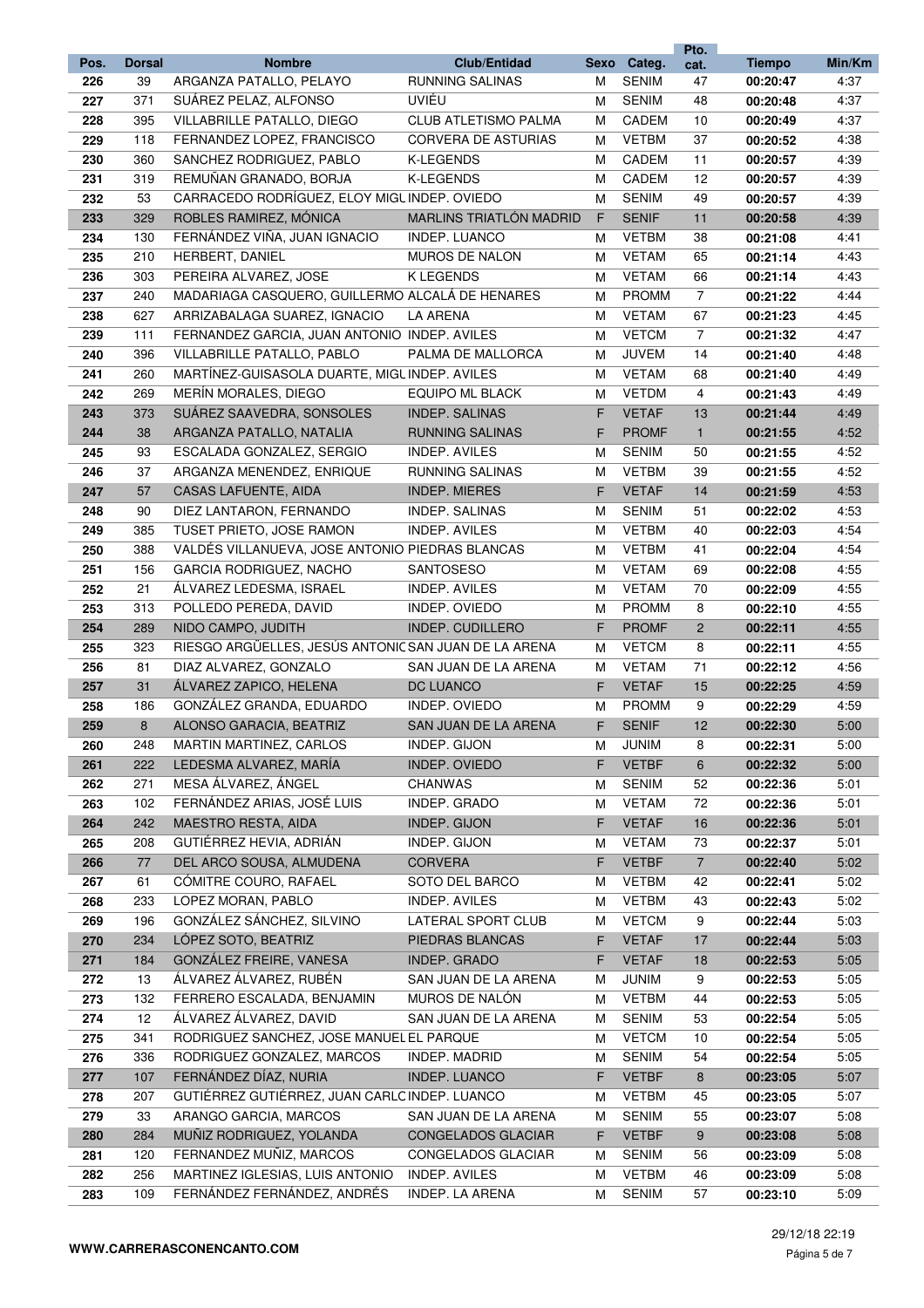| Pos. | Dorsal | Nombre | Club/Entidad | Sexo | Categ. | Pto. cat. | Tiempo | Min/Km |
|---|---|---|---|---|---|---|---|---|
| 226 | 39 | ARGANZA PATALLO, PELAYO | RUNNING SALINAS | M | SENIM | 47 | 00:20:47 | 4:37 |
| 227 | 371 | SUÁREZ PELAZ, ALFONSO | UVIÉU | M | SENIM | 48 | 00:20:48 | 4:37 |
| 228 | 395 | VILLABRILLE PATALLO, DIEGO | CLUB ATLETISMO PALMA | M | CADEM | 10 | 00:20:49 | 4:37 |
| 229 | 118 | FERNANDEZ LOPEZ, FRANCISCO | CORVERA DE ASTURIAS | M | VETBM | 37 | 00:20:52 | 4:38 |
| 230 | 360 | SANCHEZ RODRIGUEZ, PABLO | K-LEGENDS | M | CADEM | 11 | 00:20:57 | 4:39 |
| 231 | 319 | REMUÑAN GRANADO, BORJA | K-LEGENDS | M | CADEM | 12 | 00:20:57 | 4:39 |
| 232 | 53 | CARRACEDO RODRÍGUEZ, ELOY MIGU | INDEP. OVIEDO | M | SENIM | 49 | 00:20:57 | 4:39 |
| 233 | 329 | ROBLES RAMIREZ, MÓNICA | MARLINS TRIATLÓN MADRID | F | SENIF | 11 | 00:20:58 | 4:39 |
| 234 | 130 | FERNÁNDEZ VIÑA, JUAN IGNACIO | INDEP. LUANCO | M | VETBM | 38 | 00:21:08 | 4:41 |
| 235 | 210 | HERBERT, DANIEL | MUROS DE NALON | M | VETAM | 65 | 00:21:14 | 4:43 |
| 236 | 303 | PEREIRA ALVAREZ, JOSE | K LEGENDS | M | VETAM | 66 | 00:21:14 | 4:43 |
| 237 | 240 | MADARIAGA CASQUERO, GUILLERMO | ALCALÁ DE HENARES | M | PROMM | 7 | 00:21:22 | 4:44 |
| 238 | 627 | ARRIZABALAGA SUAREZ, IGNACIO | LA ARENA | M | VETAM | 67 | 00:21:23 | 4:45 |
| 239 | 111 | FERNANDEZ GARCIA, JUAN ANTONIO | INDEP. AVILES | M | VETCM | 7 | 00:21:32 | 4:47 |
| 240 | 396 | VILLABRILLE PATALLO, PABLO | PALMA DE MALLORCA | M | JUVEM | 14 | 00:21:40 | 4:48 |
| 241 | 260 | MARTÍNEZ-GUISASOLA DUARTE, MIGU | INDEP. AVILES | M | VETAM | 68 | 00:21:40 | 4:49 |
| 242 | 269 | MERÍN MORALES, DIEGO | EQUIPO ML BLACK | M | VETDM | 4 | 00:21:43 | 4:49 |
| 243 | 373 | SUÁREZ SAAVEDRA, SONSOLES | INDEP. SALINAS | F | VETAF | 13 | 00:21:44 | 4:49 |
| 244 | 38 | ARGANZA PATALLO, NATALIA | RUNNING SALINAS | F | PROMF | 1 | 00:21:55 | 4:52 |
| 245 | 93 | ESCALADA GONZALEZ, SERGIO | INDEP. AVILES | M | SENIM | 50 | 00:21:55 | 4:52 |
| 246 | 37 | ARGANZA MENENDEZ, ENRIQUE | RUNNING SALINAS | M | VETBM | 39 | 00:21:55 | 4:52 |
| 247 | 57 | CASAS LAFUENTE, AIDA | INDEP. MIERES | F | VETAF | 14 | 00:21:59 | 4:53 |
| 248 | 90 | DIEZ LANTARON, FERNANDO | INDEP. SALINAS | M | SENIM | 51 | 00:22:02 | 4:53 |
| 249 | 385 | TUSET PRIETO, JOSE RAMON | INDEP. AVILES | M | VETBM | 40 | 00:22:03 | 4:54 |
| 250 | 388 | VALDÉS VILLANUEVA, JOSE ANTONIO | PIEDRAS BLANCAS | M | VETBM | 41 | 00:22:04 | 4:54 |
| 251 | 156 | GARCIA RODRIGUEZ, NACHO | SANTOSESO | M | VETAM | 69 | 00:22:08 | 4:55 |
| 252 | 21 | ÁLVAREZ LEDESMA, ISRAEL | INDEP. AVILES | M | VETAM | 70 | 00:22:09 | 4:55 |
| 253 | 313 | POLLEDO PEREDA, DAVID | INDEP. OVIEDO | M | PROMM | 8 | 00:22:10 | 4:55 |
| 254 | 289 | NIDO CAMPO, JUDITH | INDEP. CUDILLERO | F | PROMF | 2 | 00:22:11 | 4:55 |
| 255 | 323 | RIESGO ARGÜELLES, JESÚS ANTONIC | SAN JUAN DE LA ARENA | M | VETCM | 8 | 00:22:11 | 4:55 |
| 256 | 81 | DIAZ ALVAREZ, GONZALO | SAN JUAN DE LA ARENA | M | VETAM | 71 | 00:22:12 | 4:56 |
| 257 | 31 | ÁLVAREZ ZAPICO, HELENA | DC LUANCO | F | VETAF | 15 | 00:22:25 | 4:59 |
| 258 | 186 | GONZÁLEZ GRANDA, EDUARDO | INDEP. OVIEDO | M | PROMM | 9 | 00:22:29 | 4:59 |
| 259 | 8 | ALONSO GARACIA, BEATRIZ | SAN JUAN DE LA ARENA | F | SENIF | 12 | 00:22:30 | 5:00 |
| 260 | 248 | MARTIN MARTINEZ, CARLOS | INDEP. GIJON | M | JUNIM | 8 | 00:22:31 | 5:00 |
| 261 | 222 | LEDESMA ALVAREZ, MARÍA | INDEP. OVIEDO | F | VETBF | 6 | 00:22:32 | 5:00 |
| 262 | 271 | MESA ÁLVAREZ, ÁNGEL | CHANWAS | M | SENIM | 52 | 00:22:36 | 5:01 |
| 263 | 102 | FERNÁNDEZ ARIAS, JOSÉ LUIS | INDEP. GRADO | M | VETAM | 72 | 00:22:36 | 5:01 |
| 264 | 242 | MAESTRO RESTA, AIDA | INDEP. GIJON | F | VETAF | 16 | 00:22:36 | 5:01 |
| 265 | 208 | GUTIÉRREZ HEVIA, ADRIÁN | INDEP. GIJON | M | VETAM | 73 | 00:22:37 | 5:01 |
| 266 | 77 | DEL ARCO SOUSA, ALMUDENA | CORVERA | F | VETBF | 7 | 00:22:40 | 5:02 |
| 267 | 61 | CÓMITRE COURO, RAFAEL | SOTO DEL BARCO | M | VETBM | 42 | 00:22:41 | 5:02 |
| 268 | 233 | LOPEZ MORAN, PABLO | INDEP. AVILES | M | VETBM | 43 | 00:22:43 | 5:02 |
| 269 | 196 | GONZÁLEZ SÁNCHEZ, SILVINO | LATERAL SPORT CLUB | M | VETCM | 9 | 00:22:44 | 5:03 |
| 270 | 234 | LÓPEZ SOTO, BEATRIZ | PIEDRAS BLANCAS | F | VETAF | 17 | 00:22:44 | 5:03 |
| 271 | 184 | GONZÁLEZ FREIRE, VANESA | INDEP. GRADO | F | VETAF | 18 | 00:22:53 | 5:05 |
| 272 | 13 | ÁLVAREZ ÁLVAREZ, RUBÉN | SAN JUAN DE LA ARENA | M | JUNIM | 9 | 00:22:53 | 5:05 |
| 273 | 132 | FERRERO ESCALADA, BENJAMIN | MUROS DE NALÓN | M | VETBM | 44 | 00:22:53 | 5:05 |
| 274 | 12 | ÁLVAREZ ÁLVAREZ, DAVID | SAN JUAN DE LA ARENA | M | SENIM | 53 | 00:22:54 | 5:05 |
| 275 | 341 | RODRIGUEZ SANCHEZ, JOSE MANUEL | EL PARQUE | M | VETCM | 10 | 00:22:54 | 5:05 |
| 276 | 336 | RODRIGUEZ GONZALEZ, MARCOS | INDEP. MADRID | M | SENIM | 54 | 00:22:54 | 5:05 |
| 277 | 107 | FERNÁNDEZ DÍAZ, NURIA | INDEP. LUANCO | F | VETBF | 8 | 00:23:05 | 5:07 |
| 278 | 207 | GUTIÉRREZ GUTIÉRREZ, JUAN CARLC | INDEP. LUANCO | M | VETBM | 45 | 00:23:05 | 5:07 |
| 279 | 33 | ARANGO GARCIA, MARCOS | SAN JUAN DE LA ARENA | M | SENIM | 55 | 00:23:07 | 5:08 |
| 280 | 284 | MUÑIZ RODRIGUEZ, YOLANDA | CONGELADOS GLACIAR | F | VETBF | 9 | 00:23:08 | 5:08 |
| 281 | 120 | FERNANDEZ MUÑIZ, MARCOS | CONGELADOS GLACIAR | M | SENIM | 56 | 00:23:09 | 5:08 |
| 282 | 256 | MARTINEZ IGLESIAS, LUIS ANTONIO | INDEP. AVILES | M | VETBM | 46 | 00:23:09 | 5:08 |
| 283 | 109 | FERNÁNDEZ FERNÁNDEZ, ANDRÉS | INDEP. LA ARENA | M | SENIM | 57 | 00:23:10 | 5:09 |

WWW.CARRERASCONENCANTO.COM

29/12/18 22:19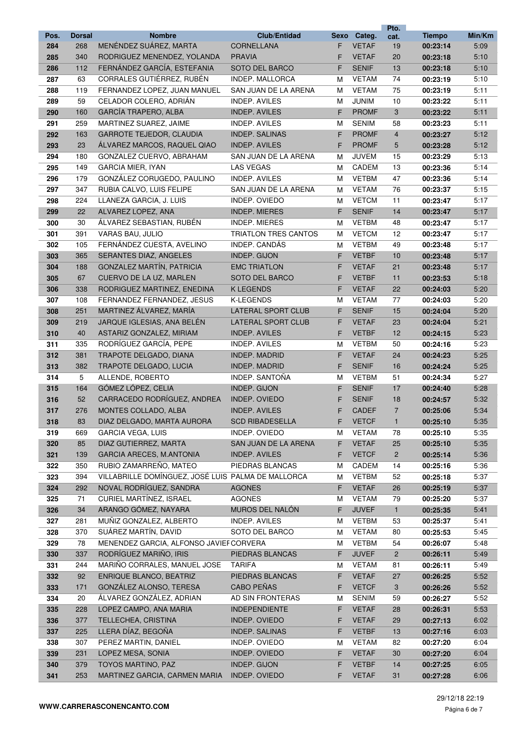| Pos. | Dorsal | Nombre | Club/Entidad | Sexo | Categ. | Pto. cat. | Tiempo | Min/Km |
|---|---|---|---|---|---|---|---|---|
| 284 | 268 | MENÉNDEZ SUÁREZ, MARTA | CORNELLANA | F | VETAF | 19 | 00:23:14 | 5:09 |
| 285 | 340 | RODRIGUEZ MENENDEZ, YOLANDA | PRAVIA | F | VETAF | 20 | 00:23:18 | 5:10 |
| 286 | 112 | FERNÁNDEZ GARCÍA, ESTEFANIA | SOTO DEL BARCO | F | SENIF | 13 | 00:23:18 | 5:10 |
| 287 | 63 | CORRALES GUTIÉRREZ, RUBÉN | INDEP. MALLORCA | M | VETAM | 74 | 00:23:19 | 5:10 |
| 288 | 119 | FERNANDEZ LOPEZ, JUAN MANUEL | SAN JUAN DE LA ARENA | M | VETAM | 75 | 00:23:19 | 5:11 |
| 289 | 59 | CELADOR COLERO, ADRIÁN | INDEP. AVILES | M | JUNIM | 10 | 00:23:22 | 5:11 |
| 290 | 160 | GARCÍA TRAPERO, ALBA | INDEP. AVILES | F | PROMF | 3 | 00:23:22 | 5:11 |
| 291 | 259 | MARTINEZ SUAREZ, JAIME | INDEP. AVILES | M | SENIM | 58 | 00:23:23 | 5:11 |
| 292 | 163 | GARROTE TEJEDOR, CLAUDIA | INDEP. SALINAS | F | PROMF | 4 | 00:23:27 | 5:12 |
| 293 | 23 | ÁLVAREZ MARCOS, RAQUEL QIAO | INDEP. AVILES | F | PROMF | 5 | 00:23:28 | 5:12 |
| 294 | 180 | GONZALEZ CUERVO, ABRAHAM | SAN JUAN DE LA ARENA | M | JUVEM | 15 | 00:23:29 | 5:13 |
| 295 | 149 | GARCIA MIER, IYAN | LAS VEGAS | M | CADEM | 13 | 00:23:36 | 5:14 |
| 296 | 179 | GONZÁLEZ CORUGEDO, PAULINO | INDEP. AVILES | M | VETBM | 47 | 00:23:36 | 5:14 |
| 297 | 347 | RUBIA CALVO, LUIS FELIPE | SAN JUAN DE LA ARENA | M | VETAM | 76 | 00:23:37 | 5:15 |
| 298 | 224 | LLANEZA GARCIA, J. LUIS | INDEP. OVIEDO | M | VETCM | 11 | 00:23:47 | 5:17 |
| 299 | 22 | ALVAREZ LOPEZ, ANA | INDEP. MIERES | F | SENIF | 14 | 00:23:47 | 5:17 |
| 300 | 30 | ÁLVAREZ SEBASTIAN, RUBÉN | INDEP. MIERES | M | VETBM | 48 | 00:23:47 | 5:17 |
| 301 | 391 | VARAS BAU, JULIO | TRIATLON TRES CANTOS | M | VETCM | 12 | 00:23:47 | 5:17 |
| 302 | 105 | FERNÁNDEZ CUESTA, AVELINO | INDEP. CANDÁS | M | VETBM | 49 | 00:23:48 | 5:17 |
| 303 | 365 | SERANTES DIAZ, ANGELES | INDEP. GIJON | F | VETBF | 10 | 00:23:48 | 5:17 |
| 304 | 188 | GONZALEZ MARTÍN, PATRICIA | EMC TRIATLON | F | VETAF | 21 | 00:23:48 | 5:17 |
| 305 | 67 | CUERVO DE LA UZ, MARLEN | SOTO DEL BARCO | F | VETBF | 11 | 00:23:53 | 5:18 |
| 306 | 338 | RODRIGUEZ MARTINEZ, ENEDINA | K LEGENDS | F | VETAF | 22 | 00:24:03 | 5:20 |
| 307 | 108 | FERNANDEZ FERNANDEZ, JESUS | K-LEGENDS | M | VETAM | 77 | 00:24:03 | 5:20 |
| 308 | 251 | MARTINEZ ÁLVAREZ, MARÍA | LATERAL SPORT CLUB | F | SENIF | 15 | 00:24:04 | 5:20 |
| 309 | 219 | JARQUE IGLESIAS, ANA BELÉN | LATERAL SPORT CLUB | F | VETAF | 23 | 00:24:04 | 5:21 |
| 310 | 40 | ASTARIZ GONZALEZ, MIRIAM | INDEP. AVILES | F | VETBF | 12 | 00:24:15 | 5:23 |
| 311 | 335 | RODRÍGUEZ GARCÍA, PEPE | INDEP. AVILES | M | VETBM | 50 | 00:24:16 | 5:23 |
| 312 | 381 | TRAPOTE DELGADO, DIANA | INDEP. MADRID | F | VETAF | 24 | 00:24:23 | 5:25 |
| 313 | 382 | TRAPOTE DELGADO, LUCIA | INDEP. MADRID | F | SENIF | 16 | 00:24:24 | 5:25 |
| 314 | 5 | ALLENDE, ROBERTO | INDEP. SANTOÑA | M | VETBM | 51 | 00:24:34 | 5:27 |
| 315 | 164 | GÓMEZ LÓPEZ, CELIA | INDEP. GIJON | F | SENIF | 17 | 00:24:40 | 5:28 |
| 316 | 52 | CARRACEDO RODRÍGUEZ, ANDREA | INDEP. OVIEDO | F | SENIF | 18 | 00:24:57 | 5:32 |
| 317 | 276 | MONTES COLLADO, ALBA | INDEP. AVILES | F | CADEF | 7 | 00:25:06 | 5:34 |
| 318 | 83 | DIAZ DELGADO, MARTA AURORA | SCD RIBADESELLA | F | VETCF | 1 | 00:25:10 | 5:35 |
| 319 | 669 | GARCIA VEGA, LUIS | INDEP. OVIEDO | M | VETAM | 78 | 00:25:10 | 5:35 |
| 320 | 85 | DIAZ GUTIERREZ, MARTA | SAN JUAN DE LA ARENA | F | VETAF | 25 | 00:25:10 | 5:35 |
| 321 | 139 | GARCIA ARECES, M.ANTONIA | INDEP. AVILES | F | VETCF | 2 | 00:25:14 | 5:36 |
| 322 | 350 | RUBIO ZAMARREÑO, MATEO | PIEDRAS BLANCAS | M | CADEM | 14 | 00:25:16 | 5:36 |
| 323 | 394 | VILLABRILLE DOMÍNGUEZ, JOSÉ LUIS | PALMA DE MALLORCA | M | VETBM | 52 | 00:25:18 | 5:37 |
| 324 | 292 | NOVAL RODRÍGUEZ, SANDRA | AGONES | F | VETAF | 26 | 00:25:19 | 5:37 |
| 325 | 71 | CURIEL MARTÍNEZ, ISRAEL | AGONES | M | VETAM | 79 | 00:25:20 | 5:37 |
| 326 | 34 | ARANGO GÓMEZ, NAYARA | MUROS DEL NALÓN | F | JUVEF | 1 | 00:25:35 | 5:41 |
| 327 | 281 | MUÑIZ GONZALEZ, ALBERTO | INDEP. AVILES | M | VETBM | 53 | 00:25:37 | 5:41 |
| 328 | 370 | SUÁREZ MARTÍN, DAVID | SOTO DEL BARCO | M | VETAM | 80 | 00:25:53 | 5:45 |
| 329 | 78 | MENENDEZ GARCIA, ALFONSO JAVIER | CORVERA | M | VETBM | 54 | 00:26:07 | 5:48 |
| 330 | 337 | RODRÍGUEZ MARIÑO, IRIS | PIEDRAS BLANCAS | F | JUVEF | 2 | 00:26:11 | 5:49 |
| 331 | 244 | MARIÑO CORRALES, MANUEL JOSE | TARIFA | M | VETAM | 81 | 00:26:11 | 5:49 |
| 332 | 92 | ENRIQUE BLANCO, BEATRIZ | PIEDRAS BLANCAS | F | VETAF | 27 | 00:26:25 | 5:52 |
| 333 | 171 | GONZÁLEZ ALONSO, TERESA | CABO PEÑAS | F | VETCF | 3 | 00:26:26 | 5:52 |
| 334 | 20 | ÁLVAREZ GONZÁLEZ, ADRIAN | AD SIN FRONTERAS | M | SENIM | 59 | 00:26:27 | 5:52 |
| 335 | 228 | LOPEZ CAMPO, ANA MARIA | INDEPENDIENTE | F | VETAF | 28 | 00:26:31 | 5:53 |
| 336 | 377 | TELLECHEA, CRISTINA | INDEP. OVIEDO | F | VETAF | 29 | 00:27:13 | 6:02 |
| 337 | 225 | LLERA DÍAZ, BEGOÑA | INDEP. SALINAS | F | VETBF | 13 | 00:27:16 | 6:03 |
| 338 | 307 | PEREZ MARTIN, DANIEL | INDEP. OVIEDO | M | VETAM | 82 | 00:27:20 | 6:04 |
| 339 | 231 | LOPEZ MESA, SONIA | INDEP. OVIEDO | F | VETAF | 30 | 00:27:20 | 6:04 |
| 340 | 379 | TOYOS MARTINO, PAZ | INDEP. GIJON | F | VETBF | 14 | 00:27:25 | 6:05 |
| 341 | 253 | MARTINEZ GARCIA, CARMEN MARIA | INDEP. OVIEDO | F | VETAF | 31 | 00:27:28 | 6:06 |

**WWW.CARRERASCONENCANTO.COM**

29/12/18 22:19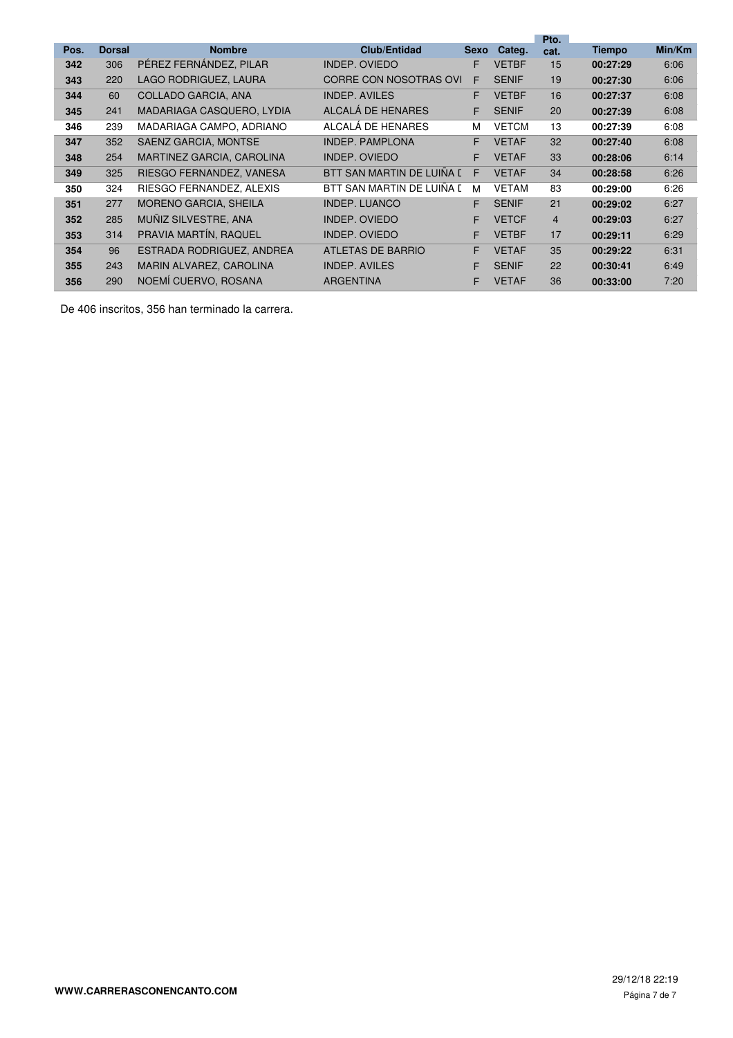| Pos. | Dorsal | Nombre | Club/Entidad | Sexo | Categ. | Pto. cat. | Tiempo | Min/Km |
|---|---|---|---|---|---|---|---|---|
| **342** | 306 | PÉREZ FERNÁNDEZ, PILAR | INDEP. OVIEDO | F | VETBF | 15 | **00:27:29** | 6:06 |
| **343** | 220 | LAGO RODRIGUEZ, LAURA | CORRE CON NOSOTRAS OVI | F | SENIF | 19 | **00:27:30** | 6:06 |
| **344** | 60 | COLLADO GARCIA, ANA | INDEP. AVILES | F | VETBF | 16 | **00:27:37** | 6:08 |
| **345** | 241 | MADARIAGA CASQUERO, LYDIA | ALCALÁ DE HENARES | F | SENIF | 20 | **00:27:39** | 6:08 |
| **346** | 239 | MADARIAGA CAMPO, ADRIANO | ALCALÁ DE HENARES | M | VETCM | 13 | **00:27:39** | 6:08 |
| **347** | 352 | SAENZ GARCIA, MONTSE | INDEP. PAMPLONA | F | VETAF | 32 | **00:27:40** | 6:08 |
| **348** | 254 | MARTINEZ GARCIA, CAROLINA | INDEP. OVIEDO | F | VETAF | 33 | **00:28:06** | 6:14 |
| **349** | 325 | RIESGO FERNANDEZ, VANESA | BTT SAN MARTIN DE LUIÑA I | F | VETAF | 34 | **00:28:58** | 6:26 |
| **350** | 324 | RIESGO FERNANDEZ, ALEXIS | BTT SAN MARTIN DE LUIÑA I | M | VETAM | 83 | **00:29:00** | 6:26 |
| **351** | 277 | MORENO GARCIA, SHEILA | INDEP. LUANCO | F | SENIF | 21 | **00:29:02** | 6:27 |
| **352** | 285 | MUÑIZ SILVESTRE, ANA | INDEP. OVIEDO | F | VETCF | 4 | **00:29:03** | 6:27 |
| **353** | 314 | PRAVIA MARTÍN, RAQUEL | INDEP. OVIEDO | F | VETBF | 17 | **00:29:11** | 6:29 |
| **354** | 96 | ESTRADA RODRIGUEZ, ANDREA | ATLETAS DE BARRIO | F | VETAF | 35 | **00:29:22** | 6:31 |
| **355** | 243 | MARIN ALVAREZ, CAROLINA | INDEP. AVILES | F | SENIF | 22 | **00:30:41** | 6:49 |
| **356** | 290 | NOEMÍ CUERVO, ROSANA | ARGENTINA | F | VETAF | 36 | **00:33:00** | 7:20 |

De 406 inscritos, 356 han terminado la carrera.